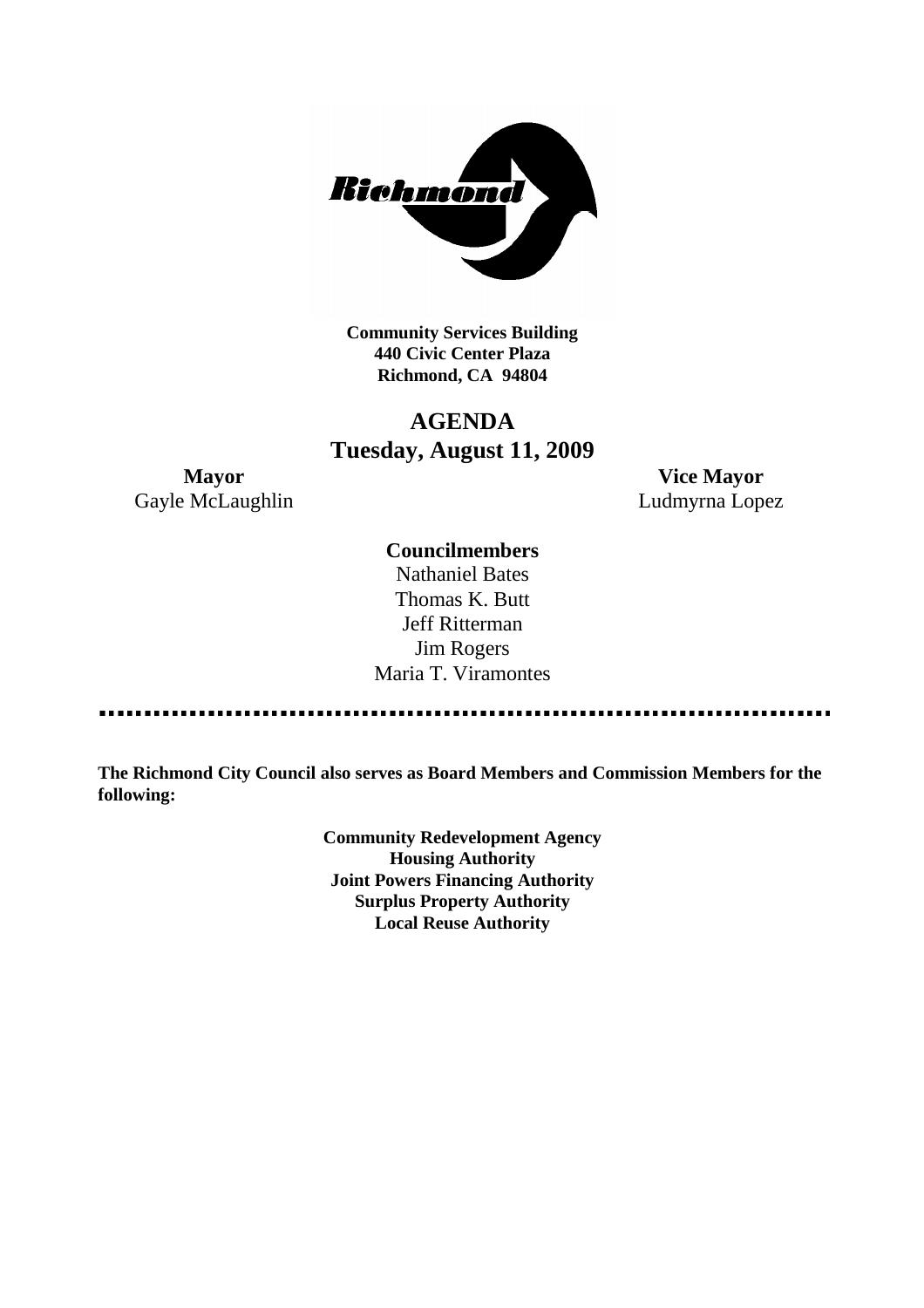**Community Services Building**
**440 Civic Center Plaza**
**Richmond, CA 94804**

# AGENDA
## Tuesday, August 11, 2009

**Mayor**
Gayle McLaughlin

**Vice Mayor**
Ludmyrna Lopez

**Councilmembers**
Nathaniel Bates
Thomas K. Butt
Jeff Ritterman
Jim Rogers
Maria T. Viramontes

**The Richmond City Council also serves as Board Members and Commission Members for the following:**

**Community Redevelopment Agency**
**Housing Authority**
**Joint Powers Financing Authority**
**Surplus Property Authority**
**Local Reuse Authority**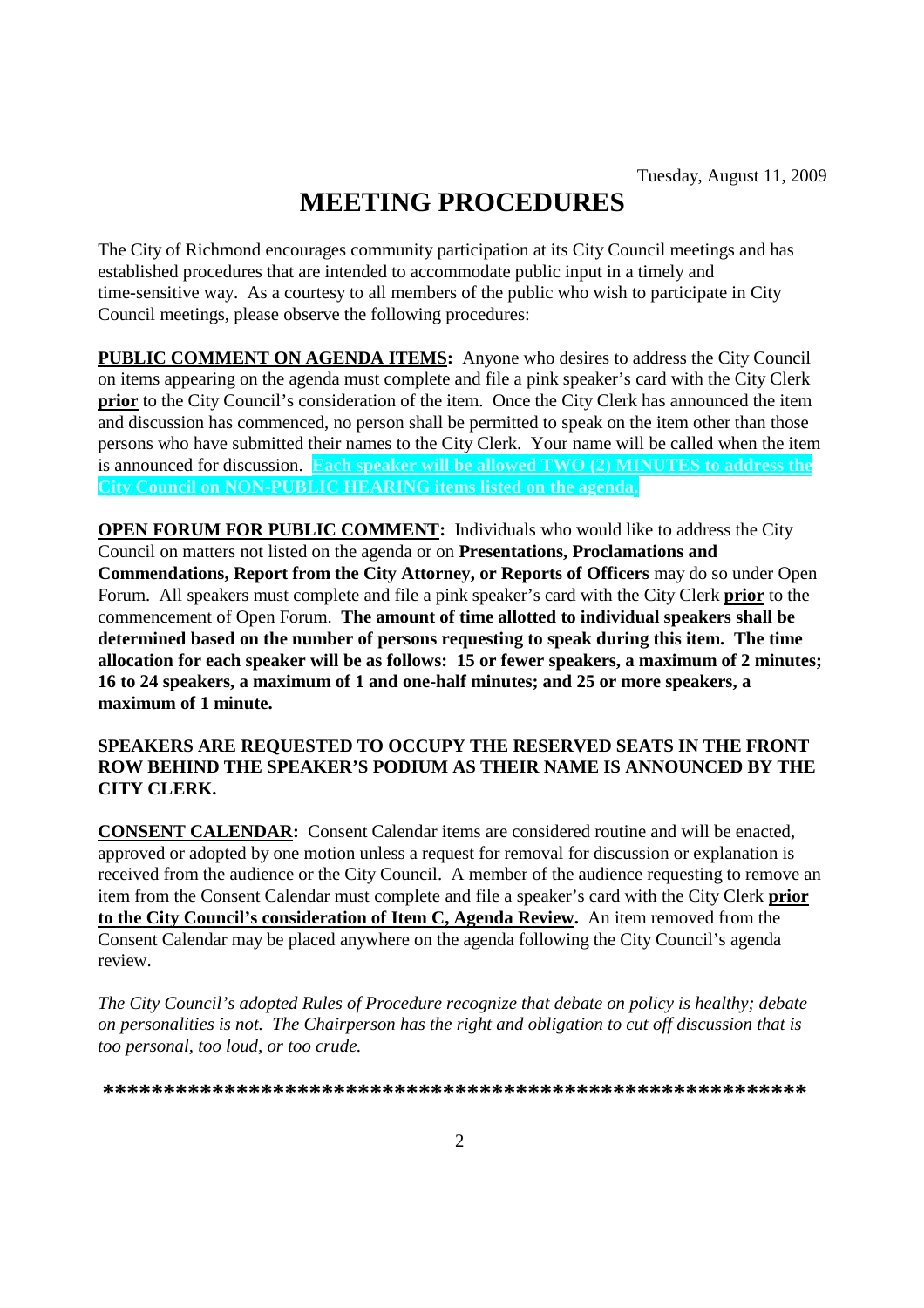Tuesday, August 11, 2009

# MEETING PROCEDURES

The City of Richmond encourages community participation at its City Council meetings and has established procedures that are intended to accommodate public input in a timely and time-sensitive way. As a courtesy to all members of the public who wish to participate in City Council meetings, please observe the following procedures:

**PUBLIC COMMENT ON AGENDA ITEMS:** Anyone who desires to address the City Council on items appearing on the agenda must complete and file a pink speaker's card with the City Clerk **prior** to the City Council's consideration of the item. Once the City Clerk has announced the item and discussion has commenced, no person shall be permitted to speak on the item other than those persons who have submitted their names to the City Clerk. Your name will be called when the item is announced for discussion. **Each speaker will be allowed TWO (2) MINUTES to address the City Council on NON-PUBLIC HEARING items listed on the agenda.**

**OPEN FORUM FOR PUBLIC COMMENT:** Individuals who would like to address the City Council on matters not listed on the agenda or on **Presentations, Proclamations and Commendations, Report from the City Attorney, or Reports of Officers** may do so under Open Forum. All speakers must complete and file a pink speaker's card with the City Clerk **prior** to the commencement of Open Forum. **The amount of time allotted to individual speakers shall be determined based on the number of persons requesting to speak during this item. The time allocation for each speaker will be as follows: 15 or fewer speakers, a maximum of 2 minutes; 16 to 24 speakers, a maximum of 1 and one-half minutes; and 25 or more speakers, a maximum of 1 minute.**

**SPEAKERS ARE REQUESTED TO OCCUPY THE RESERVED SEATS IN THE FRONT ROW BEHIND THE SPEAKER'S PODIUM AS THEIR NAME IS ANNOUNCED BY THE CITY CLERK.**

**CONSENT CALENDAR:** Consent Calendar items are considered routine and will be enacted, approved or adopted by one motion unless a request for removal for discussion or explanation is received from the audience or the City Council. A member of the audience requesting to remove an item from the Consent Calendar must complete and file a speaker's card with the City Clerk **prior to the City Council's consideration of Item C, Agenda Review.** An item removed from the Consent Calendar may be placed anywhere on the agenda following the City Council's agenda review.

*The City Council's adopted Rules of Procedure recognize that debate on policy is healthy; debate on personalities is not. The Chairperson has the right and obligation to cut off discussion that is too personal, too loud, or too crude.*

**\*\*\*\*\*\*\*\*\*\*\*\*\*\*\*\*\*\*\*\*\*\*\*\*\*\*\*\*\*\*\*\*\*\*\*\*\*\*\*\*\*\*\*\*\*\*\*\*\*\*\*\*\*\*\*\*\*\*\***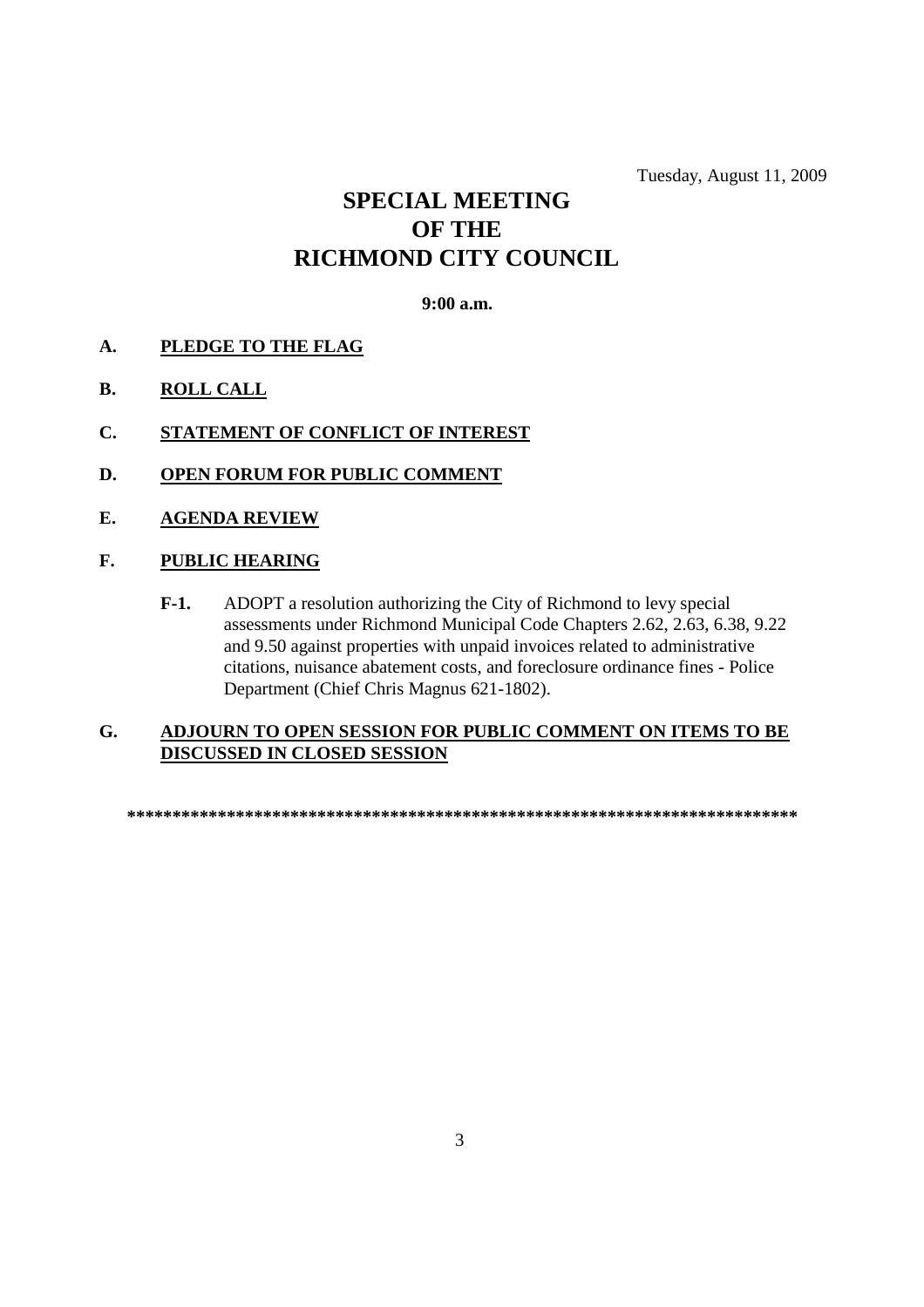Tuesday, August 11, 2009

# SPECIAL MEETING OF THE RICHMOND CITY COUNCIL

**9:00 a.m.**

**A. PLEDGE TO THE FLAG**

**B. ROLL CALL**

**C. STATEMENT OF CONFLICT OF INTEREST**

**D. OPEN FORUM FOR PUBLIC COMMENT**

**E. AGENDA REVIEW**

**F. PUBLIC HEARING**

**F-1.** ADOPT a resolution authorizing the City of Richmond to levy special assessments under Richmond Municipal Code Chapters 2.62, 2.63, 6.38, 9.22 and 9.50 against properties with unpaid invoices related to administrative citations, nuisance abatement costs, and foreclosure ordinance fines - Police Department (Chief Chris Magnus 621-1802).

**G. ADJOURN TO OPEN SESSION FOR PUBLIC COMMENT ON ITEMS TO BE DISCUSSED IN CLOSED SESSION**

**************************************************************************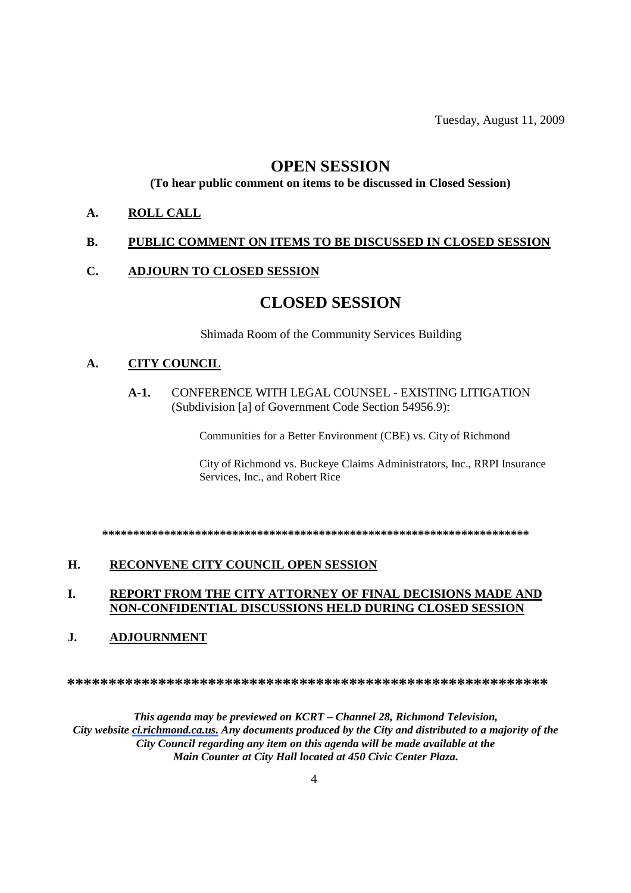Tuesday, August 11, 2009

# OPEN SESSION

**(To hear public comment on items to be discussed in Closed Session)**

**A. ROLL CALL**

**B. PUBLIC COMMENT ON ITEMS TO BE DISCUSSED IN CLOSED SESSION**

**C. ADJOURN TO CLOSED SESSION**

# CLOSED SESSION

Shimada Room of the Community Services Building

**A. CITY COUNCIL**

**A-1.** CONFERENCE WITH LEGAL COUNSEL - EXISTING LITIGATION (Subdivision [a] of Government Code Section 54956.9):

Communities for a Better Environment (CBE) vs. City of Richmond

City of Richmond vs. Buckeye Claims Administrators, Inc., RRPI Insurance Services, Inc., and Robert Rice

******************************************************************

**H. RECONVENE CITY COUNCIL OPEN SESSION**

**I. REPORT FROM THE CITY ATTORNEY OF FINAL DECISIONS MADE AND NON-CONFIDENTIAL DISCUSSIONS HELD DURING CLOSED SESSION**

**J. ADJOURNMENT**

**************************************************************

***This agenda may be previewed on KCRT – Channel 28, Richmond Television, City website ci.richmond.ca.us. Any documents produced by the City and distributed to a majority of the City Council regarding any item on this agenda will be made available at the Main Counter at City Hall located at 450 Civic Center Plaza.***